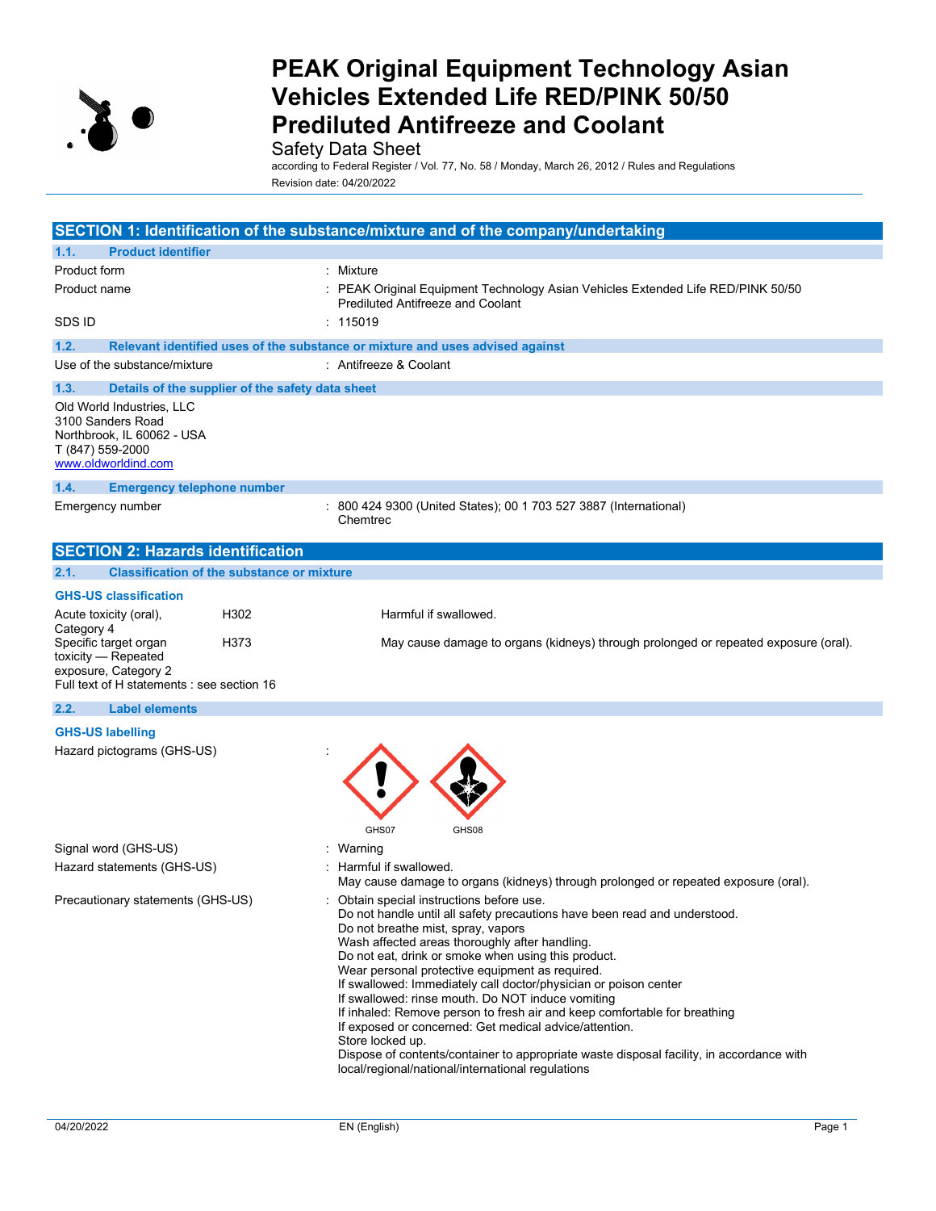# PEAK Original Equipment Technology Asian Vehicles Extended Life RED/PINK 50/50 Prediluted Antifreeze and Coolant

Safety Data Sheet

according to Federal Register / Vol. 77, No. 58 / Monday, March 26, 2012 / Rules and Regulations

Revision date: 04/20/2022

## SECTION 1: Identification of the substance/mixture and of the company/undertaking

### 1.1. Product identifier

| | |
|---|---|
| Product form | : Mixture |
| Product name | : PEAK Original Equipment Technology Asian Vehicles Extended Life RED/PINK 50/50 Prediluted Antifreeze and Coolant |
| SDS ID | : 115019 |

### 1.2. Relevant identified uses of the substance or mixture and uses advised against

| | |
|---|---|
| Use of the substance/mixture | : Antifreeze & Coolant |

### 1.3. Details of the supplier of the safety data sheet

Old World Industries, LLC
3100 Sanders Road
Northbrook, IL 60062 - USA
T (847) 559-2000
www.oldworldind.com

### 1.4. Emergency telephone number

| | |
|---|---|
| Emergency number | : 800 424 9300 (United States); 00 1 703 527 3887 (International) Chemtrec |

## SECTION 2: Hazards identification

### 2.1. Classification of the substance or mixture

**GHS-US classification**

| | | |
|---|---|---|
| Acute toxicity (oral), Category 4 | H302 | Harmful if swallowed. |
| Specific target organ toxicity — Repeated exposure, Category 2 | H373 | May cause damage to organs (kidneys) through prolonged or repeated exposure (oral). |

Full text of H statements : see section 16

### 2.2. Label elements

**GHS-US labelling**

Hazard pictograms (GHS-US) :

GHS07 GHS08

| | |
|---|---|
| Signal word (GHS-US) | : Warning |
| Hazard statements (GHS-US) | : Harmful if swallowed.<br>May cause damage to organs (kidneys) through prolonged or repeated exposure (oral). |
| Precautionary statements (GHS-US) | : Obtain special instructions before use.<br>Do not handle until all safety precautions have been read and understood.<br>Do not breathe mist, spray, vapors<br>Wash affected areas thoroughly after handling.<br>Do not eat, drink or smoke when using this product.<br>Wear personal protective equipment as required.<br>If swallowed: Immediately call doctor/physician or poison center<br>If swallowed: rinse mouth. Do NOT induce vomiting<br>If inhaled: Remove person to fresh air and keep comfortable for breathing<br>If exposed or concerned: Get medical advice/attention.<br>Store locked up.<br>Dispose of contents/container to appropriate waste disposal facility, in accordance with local/regional/national/international regulations |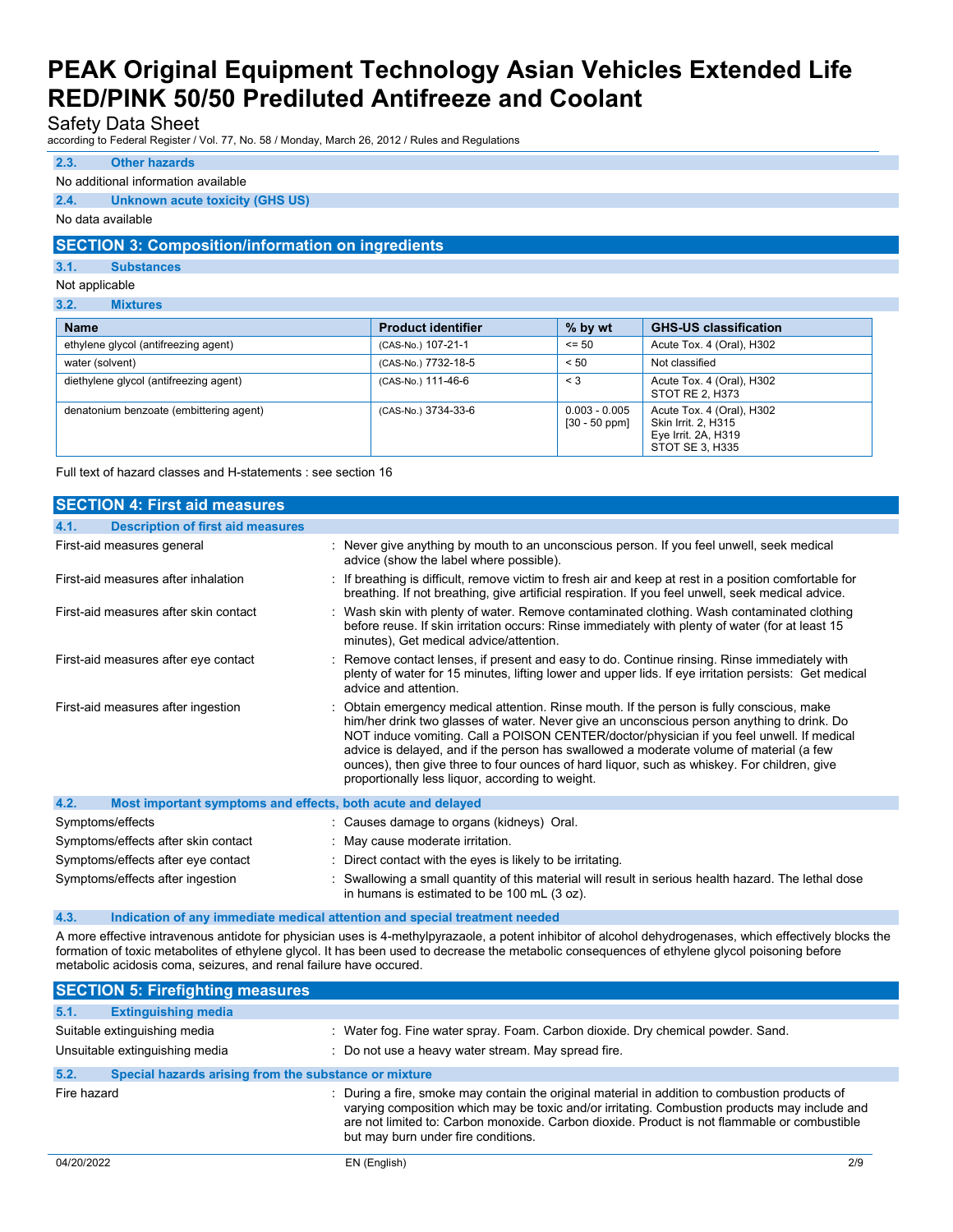### 2.3. Other hazards

No additional information available

### 2.4. Unknown acute toxicity (GHS US)

No data available

## SECTION 3: Composition/information on ingredients

### 3.1. Substances

Not applicable

### 3.2. Mixtures

| Name | Product identifier | % by wt | GHS-US classification |
|---|---|---|---|
| ethylene glycol (antifreezing agent) | (CAS-No.) 107-21-1 | <= 50 | Acute Tox. 4 (Oral), H302 |
| water (solvent) | (CAS-No.) 7732-18-5 | < 50 | Not classified |
| diethylene glycol (antifreezing agent) | (CAS-No.) 111-46-6 | < 3 | Acute Tox. 4 (Oral), H302<br>STOT RE 2, H373 |
| denatonium benzoate (embittering agent) | (CAS-No.) 3734-33-6 | 0.003 - 0.005<br>[30 - 50 ppm] | Acute Tox. 4 (Oral), H302<br>Skin Irrit. 2, H315<br>Eye Irrit. 2A, H319<br>STOT SE 3, H335 |

Full text of hazard classes and H-statements : see section 16

## SECTION 4: First aid measures

### 4.1. Description of first aid measures

First-aid measures general : Never give anything by mouth to an unconscious person. If you feel unwell, seek medical advice (show the label where possible).

First-aid measures after inhalation : If breathing is difficult, remove victim to fresh air and keep at rest in a position comfortable for breathing. If not breathing, give artificial respiration. If you feel unwell, seek medical advice.

First-aid measures after skin contact : Wash skin with plenty of water. Remove contaminated clothing. Wash contaminated clothing before reuse. If skin irritation occurs: Rinse immediately with plenty of water (for at least 15 minutes), Get medical advice/attention.

First-aid measures after eye contact : Remove contact lenses, if present and easy to do. Continue rinsing. Rinse immediately with plenty of water for 15 minutes, lifting lower and upper lids. If eye irritation persists: Get medical advice and attention.

First-aid measures after ingestion : Obtain emergency medical attention. Rinse mouth. If the person is fully conscious, make him/her drink two glasses of water. Never give an unconscious person anything to drink. Do NOT induce vomiting. Call a POISON CENTER/doctor/physician if you feel unwell. If medical advice is delayed, and if the person has swallowed a moderate volume of material (a few ounces), then give three to four ounces of hard liquor, such as whiskey. For children, give proportionally less liquor, according to weight.

### 4.2. Most important symptoms and effects, both acute and delayed

Symptoms/effects : Causes damage to organs (kidneys) Oral.

Symptoms/effects after skin contact : May cause moderate irritation.

Symptoms/effects after eye contact : Direct contact with the eyes is likely to be irritating.

Symptoms/effects after ingestion : Swallowing a small quantity of this material will result in serious health hazard. The lethal dose in humans is estimated to be 100 mL (3 oz).

### 4.3. Indication of any immediate medical attention and special treatment needed

A more effective intravenous antidote for physician uses is 4-methylpyrazaole, a potent inhibitor of alcohol dehydrogenases, which effectively blocks the formation of toxic metabolites of ethylene glycol. It has been used to decrease the metabolic consequences of ethylene glycol poisoning before metabolic acidosis coma, seizures, and renal failure have occured.

## SECTION 5: Firefighting measures

### 5.1. Extinguishing media

Suitable extinguishing media : Water fog. Fine water spray. Foam. Carbon dioxide. Dry chemical powder. Sand.

Unsuitable extinguishing media : Do not use a heavy water stream. May spread fire.

### 5.2. Special hazards arising from the substance or mixture

Fire hazard : During a fire, smoke may contain the original material in addition to combustion products of varying composition which may be toxic and/or irritating. Combustion products may include and are not limited to: Carbon monoxide. Carbon dioxide. Product is not flammable or combustible but may burn under fire conditions.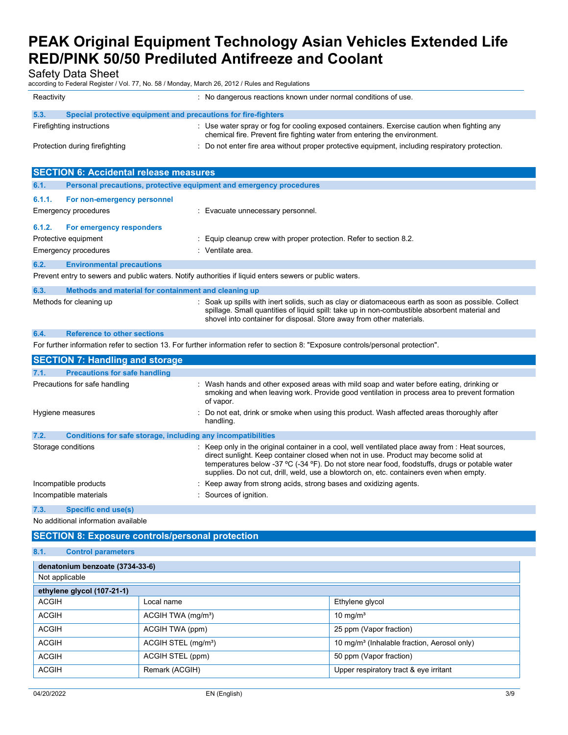| | |
|---|---|
| Reactivity | : No dangerous reactions known under normal conditions of use. |

### 5.3. Special protective equipment and precautions for fire-fighters

| | |
|---|---|
| Firefighting instructions | : Use water spray or fog for cooling exposed containers. Exercise caution when fighting any chemical fire. Prevent fire fighting water from entering the environment. |
| Protection during firefighting | : Do not enter fire area without proper protective equipment, including respiratory protection. |

## SECTION 6: Accidental release measures

### 6.1. Personal precautions, protective equipment and emergency procedures

#### 6.1.1. For non-emergency personnel

| | |
|---|---|
| Emergency procedures | : Evacuate unnecessary personnel. |

#### 6.1.2. For emergency responders

| | |
|---|---|
| Protective equipment | : Equip cleanup crew with proper protection. Refer to section 8.2. |
| Emergency procedures | : Ventilate area. |

### 6.2. Environmental precautions

Prevent entry to sewers and public waters. Notify authorities if liquid enters sewers or public waters.

### 6.3. Methods and material for containment and cleaning up

| | |
|---|---|
| Methods for cleaning up | : Soak up spills with inert solids, such as clay or diatomaceous earth as soon as possible. Collect spillage. Small quantities of liquid spill: take up in non-combustible absorbent material and shovel into container for disposal. Store away from other materials. |

### 6.4. Reference to other sections

For further information refer to section 13. For further information refer to section 8: "Exposure controls/personal protection".

## SECTION 7: Handling and storage

### 7.1. Precautions for safe handling

| | |
|---|---|
| Precautions for safe handling | : Wash hands and other exposed areas with mild soap and water before eating, drinking or smoking and when leaving work. Provide good ventilation in process area to prevent formation of vapor. |
| Hygiene measures | : Do not eat, drink or smoke when using this product. Wash affected areas thoroughly after handling. |

### 7.2. Conditions for safe storage, including any incompatibilities

| | |
|---|---|
| Storage conditions | : Keep only in the original container in a cool, well ventilated place away from : Heat sources, direct sunlight. Keep container closed when not in use. Product may become solid at temperatures below -37 ºC (-34 ºF). Do not store near food, foodstuffs, drugs or potable water supplies. Do not cut, drill, weld, use a blowtorch on, etc. containers even when empty. |
| Incompatible products | : Keep away from strong acids, strong bases and oxidizing agents. |
| Incompatible materials | : Sources of ignition. |

### 7.3. Specific end use(s)

No additional information available

## SECTION 8: Exposure controls/personal protection

### 8.1. Control parameters

| denatonium benzoate (3734-33-6) | | |
|---|---|---|
| Not applicable | | |

| ethylene glycol (107-21-1) | | |
|---|---|---|
| ACGIH | Local name | Ethylene glycol |
| ACGIH | ACGIH TWA (mg/m³) | 10 mg/m³ |
| ACGIH | ACGIH TWA (ppm) | 25 ppm (Vapor fraction) |
| ACGIH | ACGIH STEL (mg/m³) | 10 mg/m³ (Inhalable fraction, Aerosol only) |
| ACGIH | ACGIH STEL (ppm) | 50 ppm (Vapor fraction) |
| ACGIH | Remark (ACGIH) | Upper respiratory tract & eye irritant |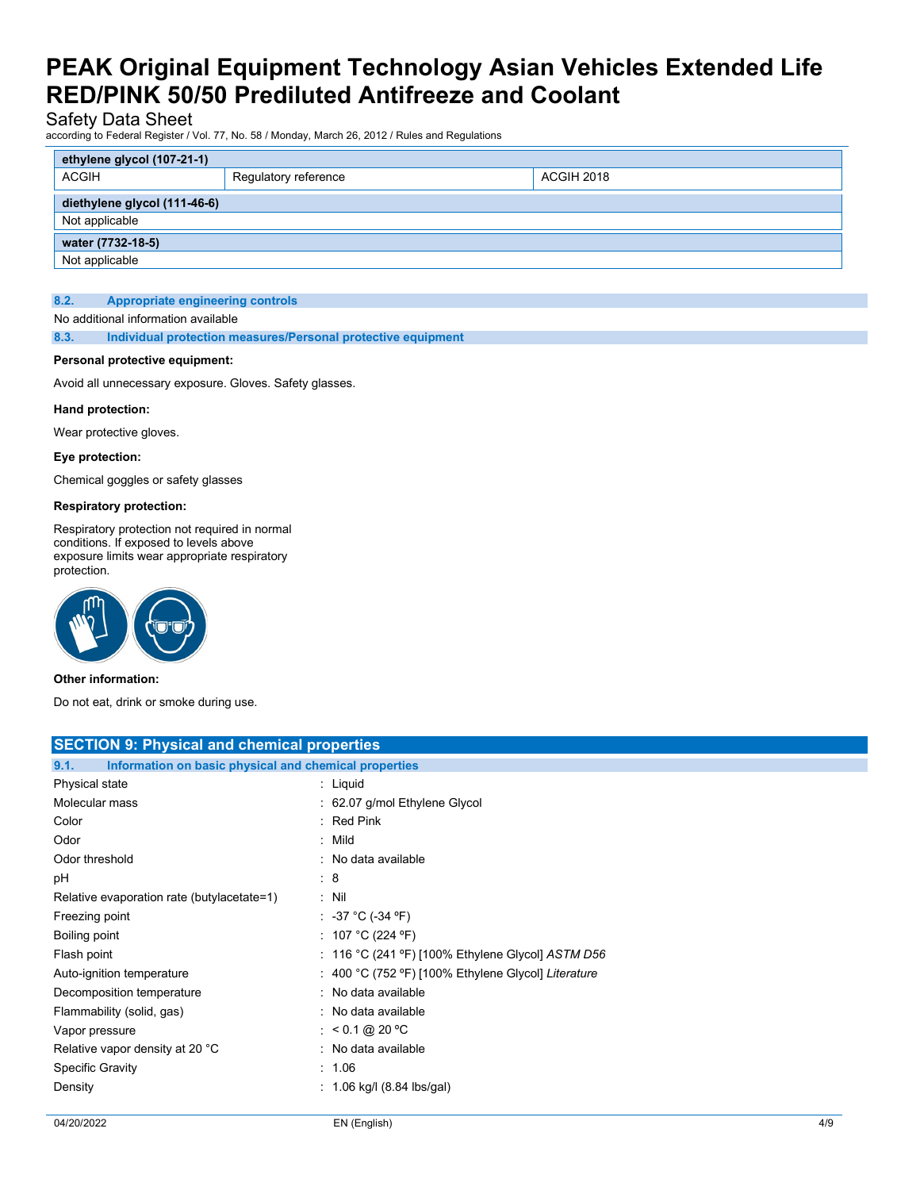| ethylene glycol (107-21-1) | | |
|---|---|---|
| ACGIH | Regulatory reference | ACGIH 2018 |

| diethylene glycol (111-46-6) |
|---|
| Not applicable |

| water (7732-18-5) |
|---|
| Not applicable |

### 8.2. Appropriate engineering controls

No additional information available

### 8.3. Individual protection measures/Personal protective equipment

**Personal protective equipment:**

Avoid all unnecessary exposure. Gloves. Safety glasses.

**Hand protection:**

Wear protective gloves.

**Eye protection:**

Chemical goggles or safety glasses

**Respiratory protection:**

Respiratory protection not required in normal conditions. If exposed to levels above exposure limits wear appropriate respiratory protection.

**Other information:**

Do not eat, drink or smoke during use.

## SECTION 9: Physical and chemical properties

### 9.1. Information on basic physical and chemical properties

| | |
|---|---|
| Physical state | : Liquid |
| Molecular mass | : 62.07 g/mol Ethylene Glycol |
| Color | : Red Pink |
| Odor | : Mild |
| Odor threshold | : No data available |
| pH | : 8 |
| Relative evaporation rate (butylacetate=1) | : Nil |
| Freezing point | : -37 °C (-34 ºF) |
| Boiling point | : 107 °C (224 ºF) |
| Flash point | : 116 °C (241 ºF) [100% Ethylene Glycol] *ASTM D56* |
| Auto-ignition temperature | : 400 °C (752 ºF) [100% Ethylene Glycol] *Literature* |
| Decomposition temperature | : No data available |
| Flammability (solid, gas) | : No data available |
| Vapor pressure | : < 0.1 @ 20 ºC |
| Relative vapor density at 20 °C | : No data available |
| Specific Gravity | : 1.06 |
| Density | : 1.06 kg/l (8.84 lbs/gal) |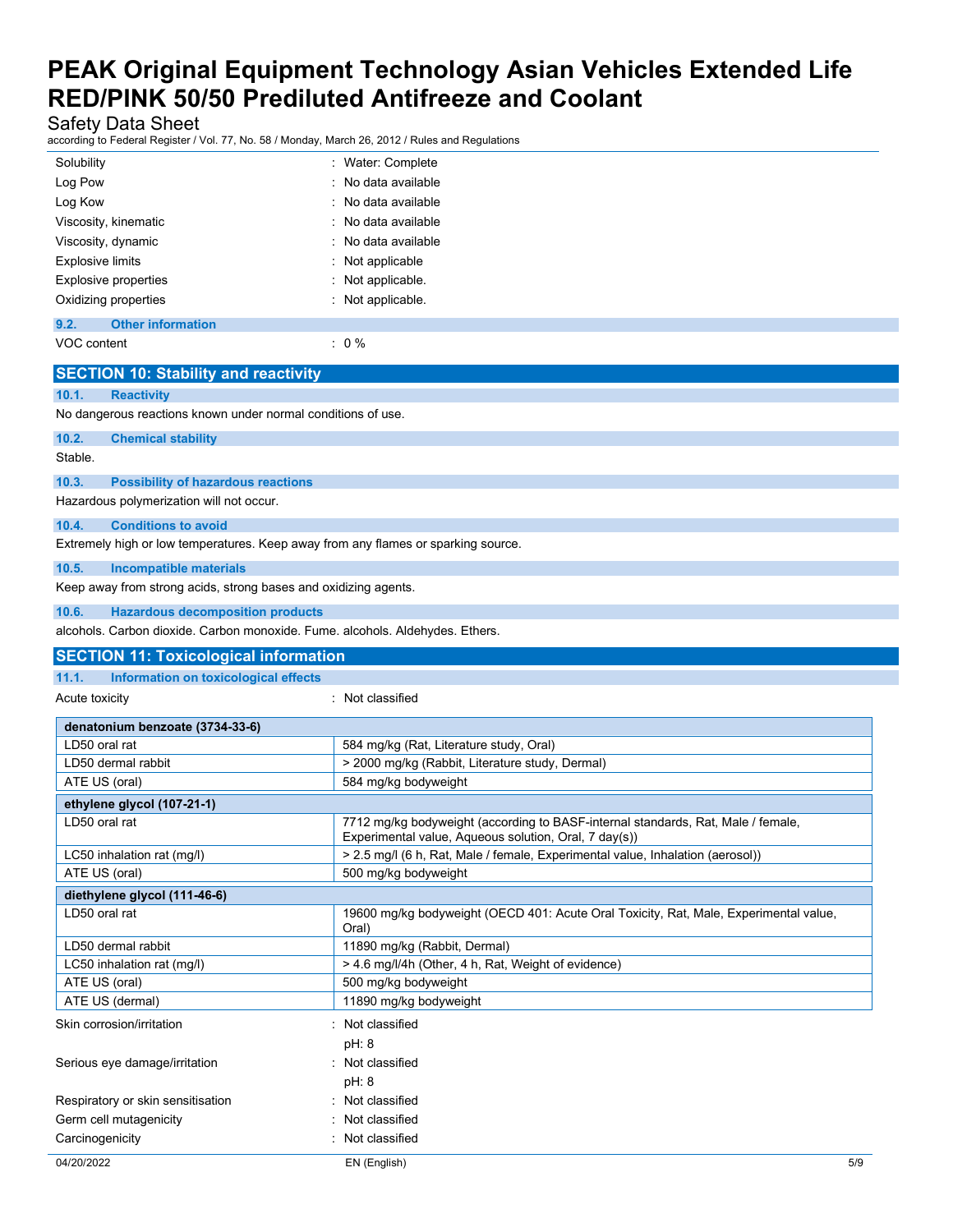| | |
|---|---|
| Solubility | : Water: Complete |
| Log Pow | : No data available |
| Log Kow | : No data available |
| Viscosity, kinematic | : No data available |
| Viscosity, dynamic | : No data available |
| Explosive limits | : Not applicable |
| Explosive properties | : Not applicable. |
| Oxidizing properties | : Not applicable. |

### 9.2. Other information

VOC content : 0 %

## SECTION 10: Stability and reactivity

### 10.1. Reactivity

No dangerous reactions known under normal conditions of use.

### 10.2. Chemical stability

Stable.

### 10.3. Possibility of hazardous reactions

Hazardous polymerization will not occur.

### 10.4. Conditions to avoid

Extremely high or low temperatures. Keep away from any flames or sparking source.

### 10.5. Incompatible materials

Keep away from strong acids, strong bases and oxidizing agents.

### 10.6. Hazardous decomposition products

alcohols. Carbon dioxide. Carbon monoxide. Fume. alcohols. Aldehydes. Ethers.

## SECTION 11: Toxicological information

### 11.1. Information on toxicological effects

Acute toxicity : Not classified

| denatonium benzoate (3734-33-6) | |
|---|---|
| LD50 oral rat | 584 mg/kg (Rat, Literature study, Oral) |
| LD50 dermal rabbit | > 2000 mg/kg (Rabbit, Literature study, Dermal) |
| ATE US (oral) | 584 mg/kg bodyweight |
| **ethylene glycol (107-21-1)** | |
| LD50 oral rat | 7712 mg/kg bodyweight (according to BASF-internal standards, Rat, Male / female, Experimental value, Aqueous solution, Oral, 7 day(s)) |
| LC50 inhalation rat (mg/l) | > 2.5 mg/l (6 h, Rat, Male / female, Experimental value, Inhalation (aerosol)) |
| ATE US (oral) | 500 mg/kg bodyweight |
| **diethylene glycol (111-46-6)** | |
| LD50 oral rat | 19600 mg/kg bodyweight (OECD 401: Acute Oral Toxicity, Rat, Male, Experimental value, Oral) |
| LD50 dermal rabbit | 11890 mg/kg (Rabbit, Dermal) |
| LC50 inhalation rat (mg/l) | > 4.6 mg/l/4h (Other, 4 h, Rat, Weight of evidence) |
| ATE US (oral) | 500 mg/kg bodyweight |
| ATE US (dermal) | 11890 mg/kg bodyweight |

| | |
|---|---|
| Skin corrosion/irritation | : Not classified<br>pH: 8 |
| Serious eye damage/irritation | : Not classified<br>pH: 8 |
| Respiratory or skin sensitisation | : Not classified |
| Germ cell mutagenicity | : Not classified |
| Carcinogenicity | : Not classified |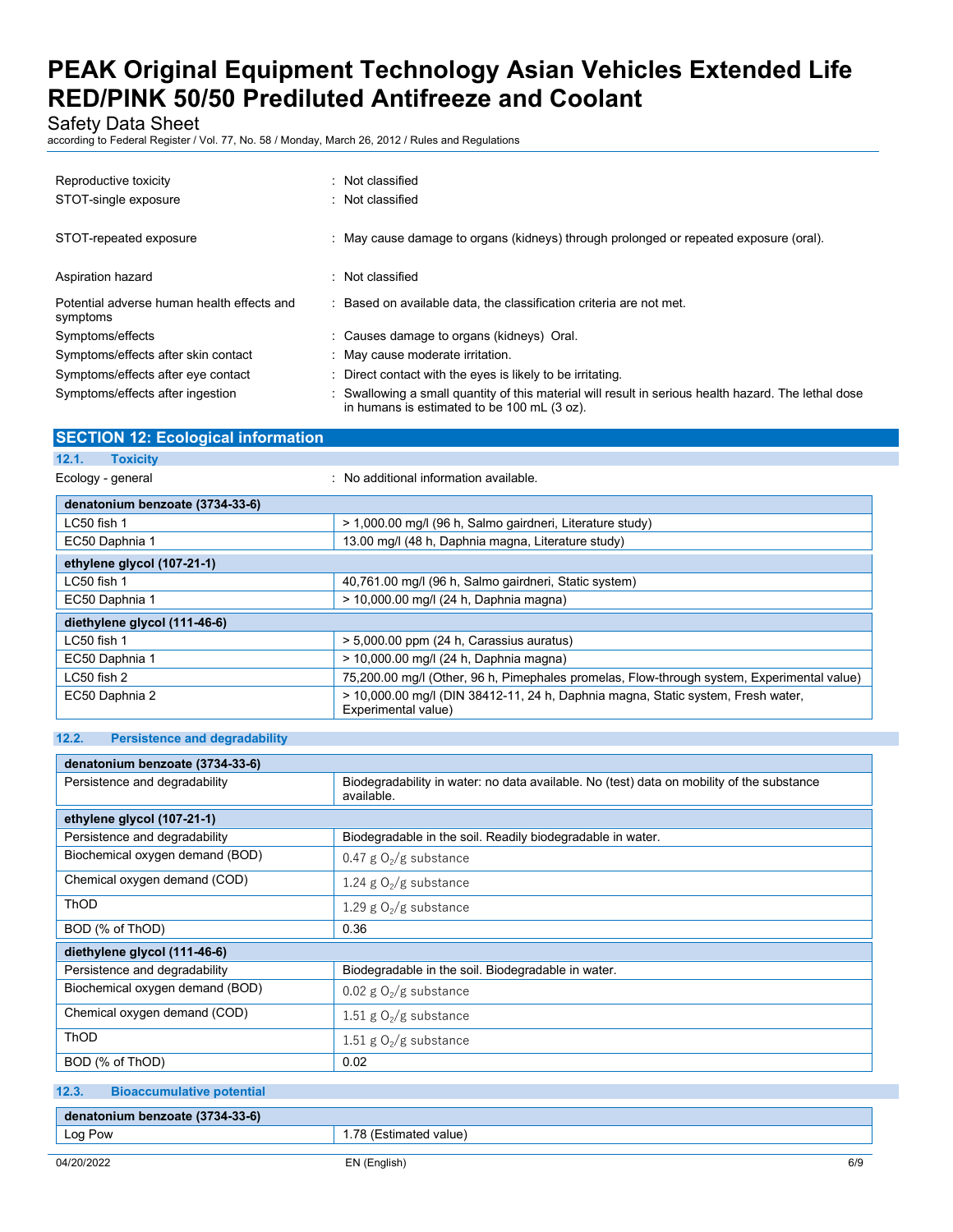| | |
|---|---|
| Reproductive toxicity | : Not classified |
| STOT-single exposure | : Not classified |
| STOT-repeated exposure | : May cause damage to organs (kidneys) through prolonged or repeated exposure (oral). |
| Aspiration hazard | : Not classified |
| Potential adverse human health effects and symptoms | : Based on available data, the classification criteria are not met. |
| Symptoms/effects | : Causes damage to organs (kidneys) Oral. |
| Symptoms/effects after skin contact | : May cause moderate irritation. |
| Symptoms/effects after eye contact | : Direct contact with the eyes is likely to be irritating. |
| Symptoms/effects after ingestion | : Swallowing a small quantity of this material will result in serious health hazard. The lethal dose in humans is estimated to be 100 mL (3 oz). |

## SECTION 12: Ecological information

### 12.1. Toxicity

Ecology - general : No additional information available.

| denatonium benzoate (3734-33-6) | |
|---|---|
| LC50 fish 1 | > 1,000.00 mg/l (96 h, Salmo gairdneri, Literature study) |
| EC50 Daphnia 1 | 13.00 mg/l (48 h, Daphnia magna, Literature study) |

| ethylene glycol (107-21-1) | |
|---|---|
| LC50 fish 1 | 40,761.00 mg/l (96 h, Salmo gairdneri, Static system) |
| EC50 Daphnia 1 | > 10,000.00 mg/l (24 h, Daphnia magna) |

| diethylene glycol (111-46-6) | |
|---|---|
| LC50 fish 1 | > 5,000.00 ppm (24 h, Carassius auratus) |
| EC50 Daphnia 1 | > 10,000.00 mg/l (24 h, Daphnia magna) |
| LC50 fish 2 | 75,200.00 mg/l (Other, 96 h, Pimephales promelas, Flow-through system, Experimental value) |
| EC50 Daphnia 2 | > 10,000.00 mg/l (DIN 38412-11, 24 h, Daphnia magna, Static system, Fresh water, Experimental value) |

### 12.2. Persistence and degradability

| denatonium benzoate (3734-33-6) | |
|---|---|
| Persistence and degradability | Biodegradability in water: no data available. No (test) data on mobility of the substance available. |

| ethylene glycol (107-21-1) | |
|---|---|
| Persistence and degradability | Biodegradable in the soil. Readily biodegradable in water. |
| Biochemical oxygen demand (BOD) | 0.47 g $O_2$/g substance |
| Chemical oxygen demand (COD) | 1.24 g $O_2$/g substance |
| ThOD | 1.29 g $O_2$/g substance |
| BOD (% of ThOD) | 0.36 |

| diethylene glycol (111-46-6) | |
|---|---|
| Persistence and degradability | Biodegradable in the soil. Biodegradable in water. |
| Biochemical oxygen demand (BOD) | 0.02 g $O_2$/g substance |
| Chemical oxygen demand (COD) | 1.51 g $O_2$/g substance |
| ThOD | 1.51 g $O_2$/g substance |
| BOD (% of ThOD) | 0.02 |

### 12.3. Bioaccumulative potential

| denatonium benzoate (3734-33-6) | |
|---|---|
| Log Pow | 1.78 (Estimated value) |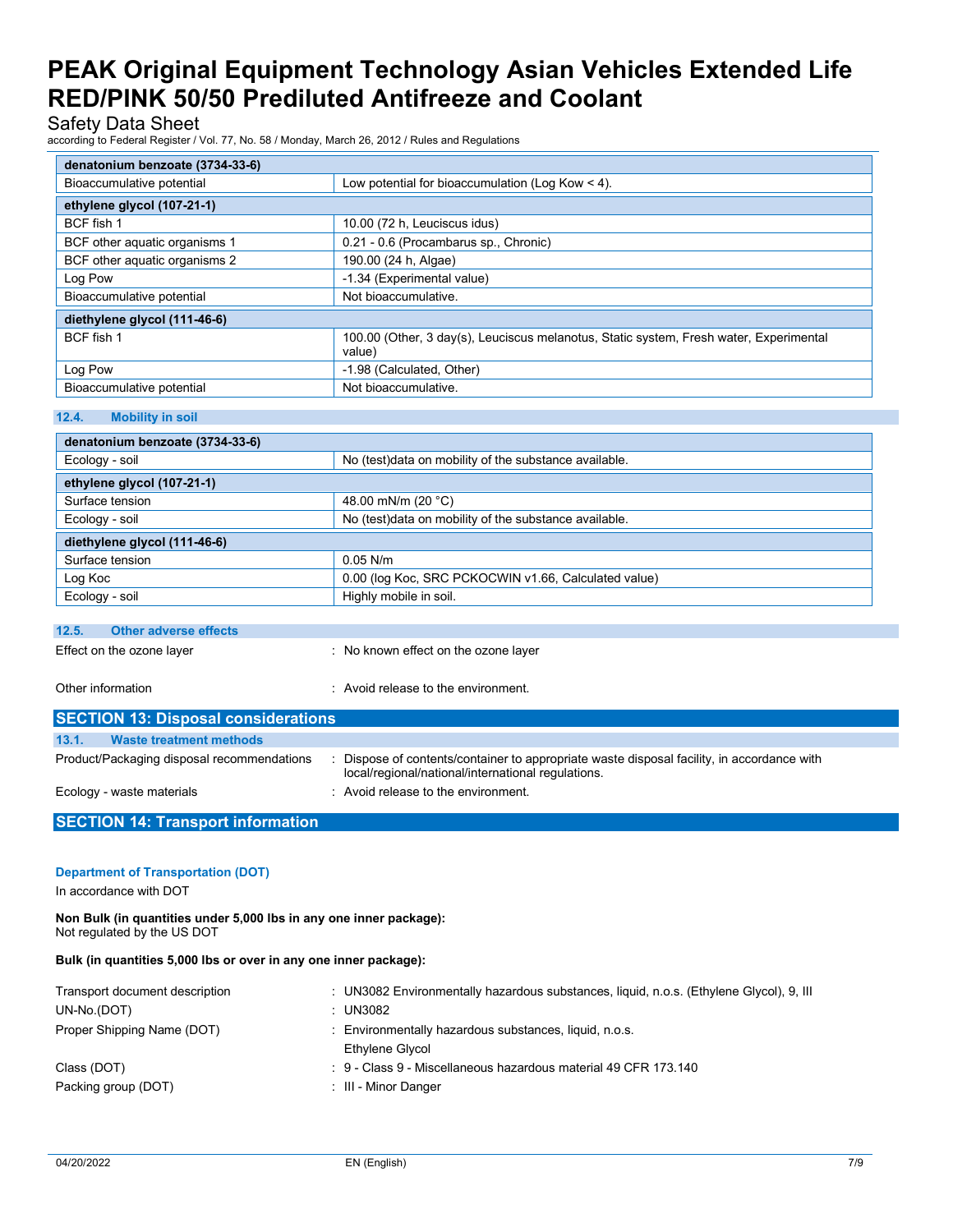| denatonium benzoate (3734-33-6) | |
|---|---|
| Bioaccumulative potential | Low potential for bioaccumulation (Log Kow < 4). |
| **ethylene glycol (107-21-1)** | |
| BCF fish 1 | 10.00 (72 h, Leuciscus idus) |
| BCF other aquatic organisms 1 | 0.21 - 0.6 (Procambarus sp., Chronic) |
| BCF other aquatic organisms 2 | 190.00 (24 h, Algae) |
| Log Pow | -1.34 (Experimental value) |
| Bioaccumulative potential | Not bioaccumulative. |
| **diethylene glycol (111-46-6)** | |
| BCF fish 1 | 100.00 (Other, 3 day(s), Leuciscus melanotus, Static system, Fresh water, Experimental value) |
| Log Pow | -1.98 (Calculated, Other) |
| Bioaccumulative potential | Not bioaccumulative. |

### 12.4. Mobility in soil

| denatonium benzoate (3734-33-6) | |
|---|---|
| Ecology - soil | No (test)data on mobility of the substance available. |
| **ethylene glycol (107-21-1)** | |
| Surface tension | 48.00 mN/m (20 °C) |
| Ecology - soil | No (test)data on mobility of the substance available. |
| **diethylene glycol (111-46-6)** | |
| Surface tension | 0.05 N/m |
| Log Koc | 0.00 (log Koc, SRC PCKOCWIN v1.66, Calculated value) |
| Ecology - soil | Highly mobile in soil. |

### 12.5. Other adverse effects

Effect on the ozone layer : No known effect on the ozone layer

Other information : Avoid release to the environment.

## SECTION 13: Disposal considerations

### 13.1. Waste treatment methods

Product/Packaging disposal recommendations : Dispose of contents/container to appropriate waste disposal facility, in accordance with local/regional/national/international regulations.

Ecology - waste materials : Avoid release to the environment.

## SECTION 14: Transport information

### Department of Transportation (DOT)

In accordance with DOT

**Non Bulk (in quantities under 5,000 lbs in any one inner package):**
Not regulated by the US DOT

**Bulk (in quantities 5,000 lbs or over in any one inner package):**

Transport document description : UN3082 Environmentally hazardous substances, liquid, n.o.s. (Ethylene Glycol), 9, III

UN-No.(DOT) : UN3082

Proper Shipping Name (DOT) : Environmentally hazardous substances, liquid, n.o.s.
Ethylene Glycol

Class (DOT) : 9 - Class 9 - Miscellaneous hazardous material 49 CFR 173.140

Packing group (DOT) : III - Minor Danger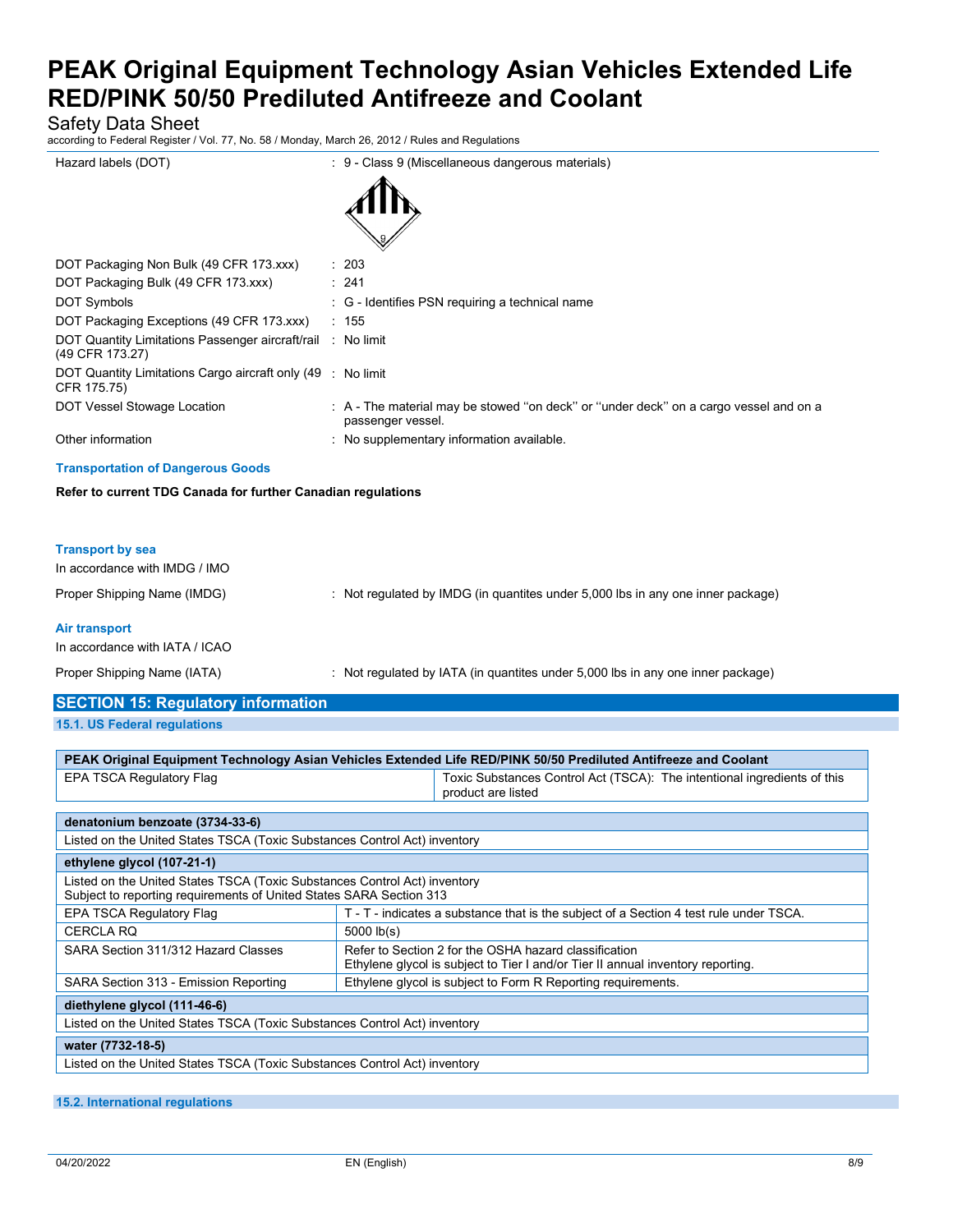| | | |
|---|---|---|
| Hazard labels (DOT) | : | 9 - Class 9 (Miscellaneous dangerous materials) |
| DOT Packaging Non Bulk (49 CFR 173.xxx) | : | 203 |
| DOT Packaging Bulk (49 CFR 173.xxx) | : | 241 |
| DOT Symbols | : | G - Identifies PSN requiring a technical name |
| DOT Packaging Exceptions (49 CFR 173.xxx) | : | 155 |
| DOT Quantity Limitations Passenger aircraft/rail (49 CFR 173.27) | : | No limit |
| DOT Quantity Limitations Cargo aircraft only (49 CFR 175.75) | : | No limit |
| DOT Vessel Stowage Location | : | A - The material may be stowed ''on deck'' or ''under deck'' on a cargo vessel and on a passenger vessel. |
| Other information | : | No supplementary information available. |

**Transportation of Dangerous Goods**

**Refer to current TDG Canada for further Canadian regulations**

**Transport by sea**

In accordance with IMDG / IMO

Proper Shipping Name (IMDG) : Not regulated by IMDG (in quantites under 5,000 lbs in any one inner package)

**Air transport**

In accordance with IATA / ICAO

Proper Shipping Name (IATA) : Not regulated by IATA (in quantites under 5,000 lbs in any one inner package)

## SECTION 15: Regulatory information

### 15.1. US Federal regulations

| PEAK Original Equipment Technology Asian Vehicles Extended Life RED/PINK 50/50 Prediluted Antifreeze and Coolant | |
|---|---|
| EPA TSCA Regulatory Flag | Toxic Substances Control Act (TSCA): The intentional ingredients of this product are listed |

| denatonium benzoate (3734-33-6) | |
|---|---|
| Listed on the United States TSCA (Toxic Substances Control Act) inventory | |
| **ethylene glycol (107-21-1)** | |
| Listed on the United States TSCA (Toxic Substances Control Act) inventory<br>Subject to reporting requirements of United States SARA Section 313 | |
| EPA TSCA Regulatory Flag | T - T - indicates a substance that is the subject of a Section 4 test rule under TSCA. |
| CERCLA RQ | 5000 lb(s) |
| SARA Section 311/312 Hazard Classes | Refer to Section 2 for the OSHA hazard classification<br>Ethylene glycol is subject to Tier I and/or Tier II annual inventory reporting. |
| SARA Section 313 - Emission Reporting | Ethylene glycol is subject to Form R Reporting requirements. |
| **diethylene glycol (111-46-6)** | |
| Listed on the United States TSCA (Toxic Substances Control Act) inventory | |
| **water (7732-18-5)** | |
| Listed on the United States TSCA (Toxic Substances Control Act) inventory | |

### 15.2. International regulations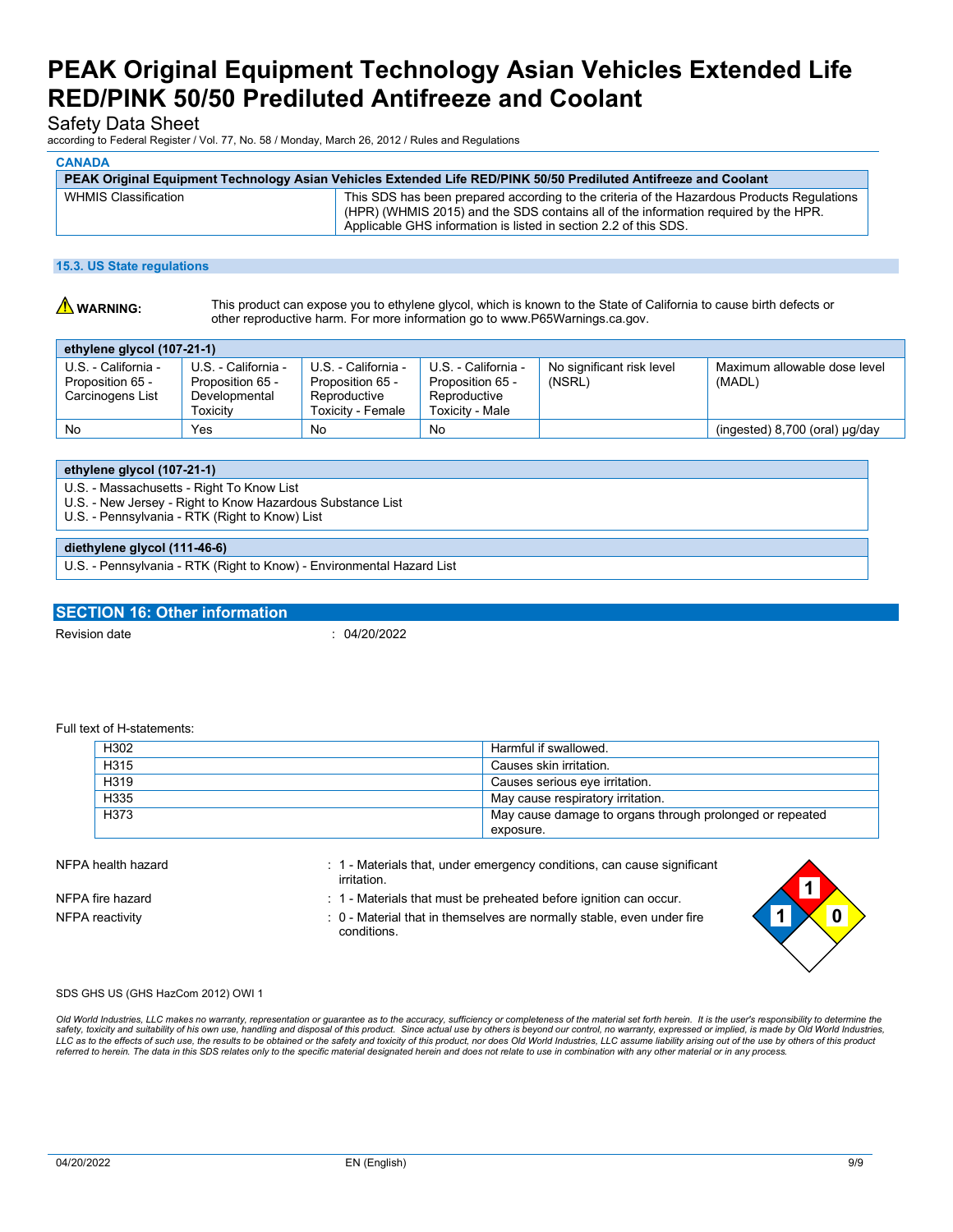**CANADA**

| PEAK Original Equipment Technology Asian Vehicles Extended Life RED/PINK 50/50 Prediluted Antifreeze and Coolant | |
|---|---|
| WHMIS Classification | This SDS has been prepared according to the criteria of the Hazardous Products Regulations (HPR) (WHMIS 2015) and the SDS contains all of the information required by the HPR. Applicable GHS information is listed in section 2.2 of this SDS. |

### 15.3. US State regulations

⚠ **WARNING:** This product can expose you to ethylene glycol, which is known to the State of California to cause birth defects or other reproductive harm. For more information go to www.P65Warnings.ca.gov.

| ethylene glycol (107-21-1) | | | | | |
|---|---|---|---|---|---|
| U.S. - California - Proposition 65 - Carcinogens List | U.S. - California - Proposition 65 - Developmental Toxicity | U.S. - California - Proposition 65 - Reproductive Toxicity - Female | U.S. - California - Proposition 65 - Reproductive Toxicity - Male | No significant risk level (NSRL) | Maximum allowable dose level (MADL) |
| No | Yes | No | No | | (ingested) 8,700 (oral) µg/day |

| ethylene glycol (107-21-1) |
|---|
| U.S. - Massachusetts - Right To Know List<br>U.S. - New Jersey - Right to Know Hazardous Substance List<br>U.S. - Pennsylvania - RTK (Right to Know) List |

| diethylene glycol (111-46-6) |
|---|
| U.S. - Pennsylvania - RTK (Right to Know) - Environmental Hazard List |

## SECTION 16: Other information

Revision date : 04/20/2022

Full text of H-statements:

| | |
|---|---|
| H302 | Harmful if swallowed. |
| H315 | Causes skin irritation. |
| H319 | Causes serious eye irritation. |
| H335 | May cause respiratory irritation. |
| H373 | May cause damage to organs through prolonged or repeated exposure. |

NFPA health hazard : 1 - Materials that, under emergency conditions, can cause significant irritation.

NFPA fire hazard : 1 - Materials that must be preheated before ignition can occur.

NFPA reactivity : 0 - Material that in themselves are normally stable, even under fire conditions.

1

1 0

SDS GHS US (GHS HazCom 2012) OWI 1

*Old World Industries, LLC makes no warranty, representation or guarantee as to the accuracy, sufficiency or completeness of the material set forth herein. It is the user's responsibility to determine the safety, toxicity and suitability of his own use, handling and disposal of this product. Since actual use by others is beyond our control, no warranty, expressed or implied, is made by Old World Industries, LLC as to the effects of such use, the results to be obtained or the safety and toxicity of this product, nor does Old World Industries, LLC assume liability arising out of the use by others of this product referred to herein. The data in this SDS relates only to the specific material designated herein and does not relate to use in combination with any other material or in any process.*